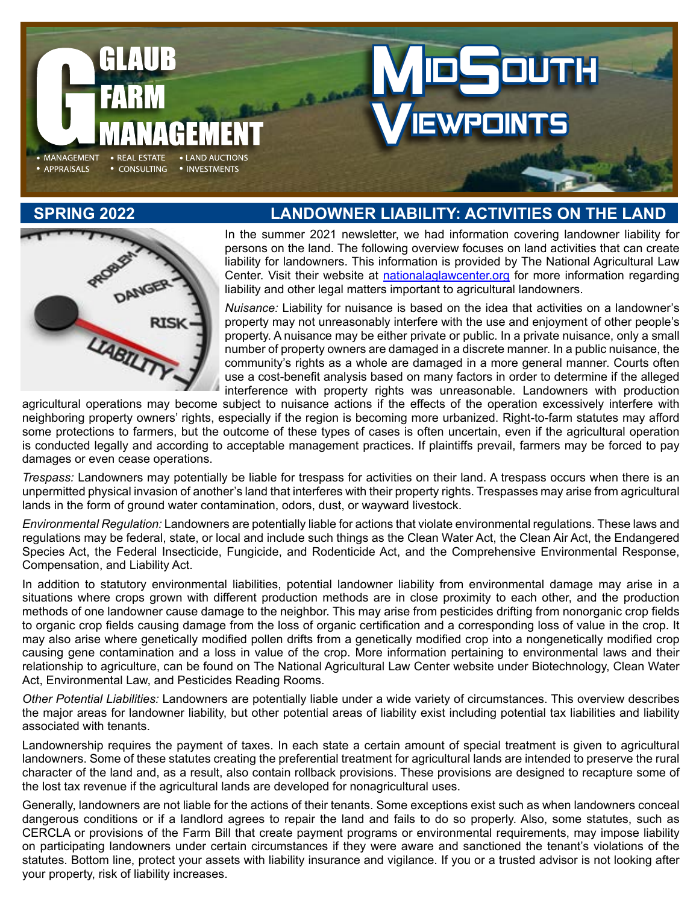# GLAUB FARM MANAGEMENT

• MANAGEMENT • REAL ESTATE • LAND AUCTIONS
• APPRAISALS • CONSULTING • INVESTMENTS

# MIDSOUTH VIEWPOINTS

**SPRING 2022**

## LANDOWNER LIABILITY: ACTIVITIES ON THE LAND

In the summer 2021 newsletter, we had information covering landowner liability for persons on the land. The following overview focuses on land activities that can create liability for landowners. This information is provided by The National Agricultural Law Center. Visit their website at nationalaglawcenter.org for more information regarding liability and other legal matters important to agricultural landowners.

*Nuisance:* Liability for nuisance is based on the idea that activities on a landowner's property may not unreasonably interfere with the use and enjoyment of other people's property. A nuisance may be either private or public. In a private nuisance, only a small number of property owners are damaged in a discrete manner. In a public nuisance, the community's rights as a whole are damaged in a more general manner. Courts often use a cost-benefit analysis based on many factors in order to determine if the alleged interference with property rights was unreasonable. Landowners with production agricultural operations may become subject to nuisance actions if the effects of the operation excessively interfere with neighboring property owners' rights, especially if the region is becoming more urbanized. Right-to-farm statutes may afford some protections to farmers, but the outcome of these types of cases is often uncertain, even if the agricultural operation is conducted legally and according to acceptable management practices. If plaintiffs prevail, farmers may be forced to pay damages or even cease operations.

*Trespass:* Landowners may potentially be liable for trespass for activities on their land. A trespass occurs when there is an unpermitted physical invasion of another's land that interferes with their property rights. Trespasses may arise from agricultural lands in the form of ground water contamination, odors, dust, or wayward livestock.

*Environmental Regulation:* Landowners are potentially liable for actions that violate environmental regulations. These laws and regulations may be federal, state, or local and include such things as the Clean Water Act, the Clean Air Act, the Endangered Species Act, the Federal Insecticide, Fungicide, and Rodenticide Act, and the Comprehensive Environmental Response, Compensation, and Liability Act.

In addition to statutory environmental liabilities, potential landowner liability from environmental damage may arise in a situations where crops grown with different production methods are in close proximity to each other, and the production methods of one landowner cause damage to the neighbor. This may arise from pesticides drifting from nonorganic crop fields to organic crop fields causing damage from the loss of organic certification and a corresponding loss of value in the crop. It may also arise where genetically modified pollen drifts from a genetically modified crop into a nongenetically modified crop causing gene contamination and a loss in value of the crop. More information pertaining to environmental laws and their relationship to agriculture, can be found on The National Agricultural Law Center website under Biotechnology, Clean Water Act, Environmental Law, and Pesticides Reading Rooms.

*Other Potential Liabilities:* Landowners are potentially liable under a wide variety of circumstances. This overview describes the major areas for landowner liability, but other potential areas of liability exist including potential tax liabilities and liability associated with tenants.

Landownership requires the payment of taxes. In each state a certain amount of special treatment is given to agricultural landowners. Some of these statutes creating the preferential treatment for agricultural lands are intended to preserve the rural character of the land and, as a result, also contain rollback provisions. These provisions are designed to recapture some of the lost tax revenue if the agricultural lands are developed for nonagricultural uses.

Generally, landowners are not liable for the actions of their tenants. Some exceptions exist such as when landowners conceal dangerous conditions or if a landlord agrees to repair the land and fails to do so properly. Also, some statutes, such as CERCLA or provisions of the Farm Bill that create payment programs or environmental requirements, may impose liability on participating landowners under certain circumstances if they were aware and sanctioned the tenant's violations of the statutes. Bottom line, protect your assets with liability insurance and vigilance. If you or a trusted advisor is not looking after your property, risk of liability increases.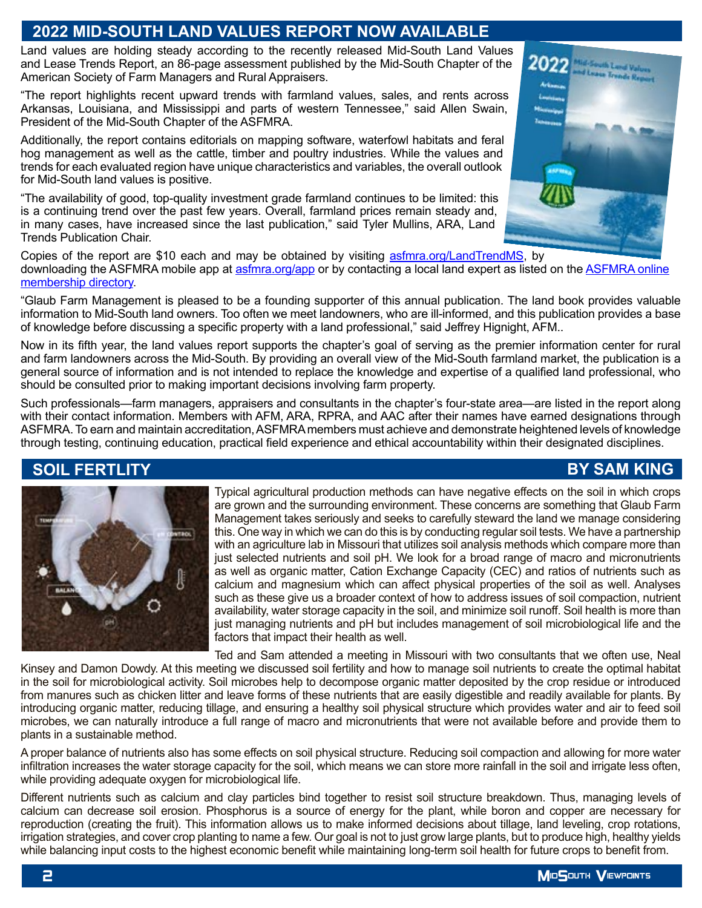## 2022 MID-SOUTH LAND VALUES REPORT NOW AVAILABLE

Land values are holding steady according to the recently released Mid-South Land Values and Lease Trends Report, an 86-page assessment published by the Mid-South Chapter of the American Society of Farm Managers and Rural Appraisers.

"The report highlights recent upward trends with farmland values, sales, and rents across Arkansas, Louisiana, and Mississippi and parts of western Tennessee," said Allen Swain, President of the Mid-South Chapter of the ASFMRA.

Additionally, the report contains editorials on mapping software, waterfowl habitats and feral hog management as well as the cattle, timber and poultry industries. While the values and trends for each evaluated region have unique characteristics and variables, the overall outlook for Mid-South land values is positive.

"The availability of good, top-quality investment grade farmland continues to be limited: this is a continuing trend over the past few years. Overall, farmland prices remain steady and, in many cases, have increased since the last publication," said Tyler Mullins, ARA, Land Trends Publication Chair.

Copies of the report are $10 each and may be obtained by visiting asfmra.org/LandTrendMS, by downloading the ASFMRA mobile app at asfmra.org/app or by contacting a local land expert as listed on the ASFMRA online membership directory.

"Glaub Farm Management is pleased to be a founding supporter of this annual publication. The land book provides valuable information to Mid-South land owners. Too often we meet landowners, who are ill-informed, and this publication provides a base of knowledge before discussing a specific property with a land professional," said Jeffrey Hignight, AFM..

Now in its fifth year, the land values report supports the chapter's goal of serving as the premier information center for rural and farm landowners across the Mid-South. By providing an overall view of the Mid-South farmland market, the publication is a general source of information and is not intended to replace the knowledge and expertise of a qualified land professional, who should be consulted prior to making important decisions involving farm property.

Such professionals—farm managers, appraisers and consultants in the chapter's four-state area—are listed in the report along with their contact information. Members with AFM, ARA, RPRA, and AAC after their names have earned designations through ASFMRA. To earn and maintain accreditation, ASFMRA members must achieve and demonstrate heightened levels of knowledge through testing, continuing education, practical field experience and ethical accountability within their designated disciplines.

## SOIL FERTLITY

**BY SAM KING**

Typical agricultural production methods can have negative effects on the soil in which crops are grown and the surrounding environment. These concerns are something that Glaub Farm Management takes seriously and seeks to carefully steward the land we manage considering this. One way in which we can do this is by conducting regular soil tests. We have a partnership with an agriculture lab in Missouri that utilizes soil analysis methods which compare more than just selected nutrients and soil pH. We look for a broad range of macro and micronutrients as well as organic matter, Cation Exchange Capacity (CEC) and ratios of nutrients such as calcium and magnesium which can affect physical properties of the soil as well. Analyses such as these give us a broader context of how to address issues of soil compaction, nutrient availability, water storage capacity in the soil, and minimize soil runoff. Soil health is more than just managing nutrients and pH but includes management of soil microbiological life and the factors that impact their health as well.

Ted and Sam attended a meeting in Missouri with two consultants that we often use, Neal Kinsey and Damon Dowdy. At this meeting we discussed soil fertility and how to manage soil nutrients to create the optimal habitat in the soil for microbiological activity. Soil microbes help to decompose organic matter deposited by the crop residue or introduced from manures such as chicken litter and leave forms of these nutrients that are easily digestible and readily available for plants. By introducing organic matter, reducing tillage, and ensuring a healthy soil physical structure which provides water and air to feed soil microbes, we can naturally introduce a full range of macro and micronutrients that were not available before and provide them to plants in a sustainable method.

A proper balance of nutrients also has some effects on soil physical structure. Reducing soil compaction and allowing for more water infiltration increases the water storage capacity for the soil, which means we can store more rainfall in the soil and irrigate less often, while providing adequate oxygen for microbiological life.

Different nutrients such as calcium and clay particles bind together to resist soil structure breakdown. Thus, managing levels of calcium can decrease soil erosion. Phosphorus is a source of energy for the plant, while boron and copper are necessary for reproduction (creating the fruit). This information allows us to make informed decisions about tillage, land leveling, crop rotations, irrigation strategies, and cover crop planting to name a few. Our goal is not to just grow large plants, but to produce high, healthy yields while balancing input costs to the highest economic benefit while maintaining long-term soil health for future crops to benefit from.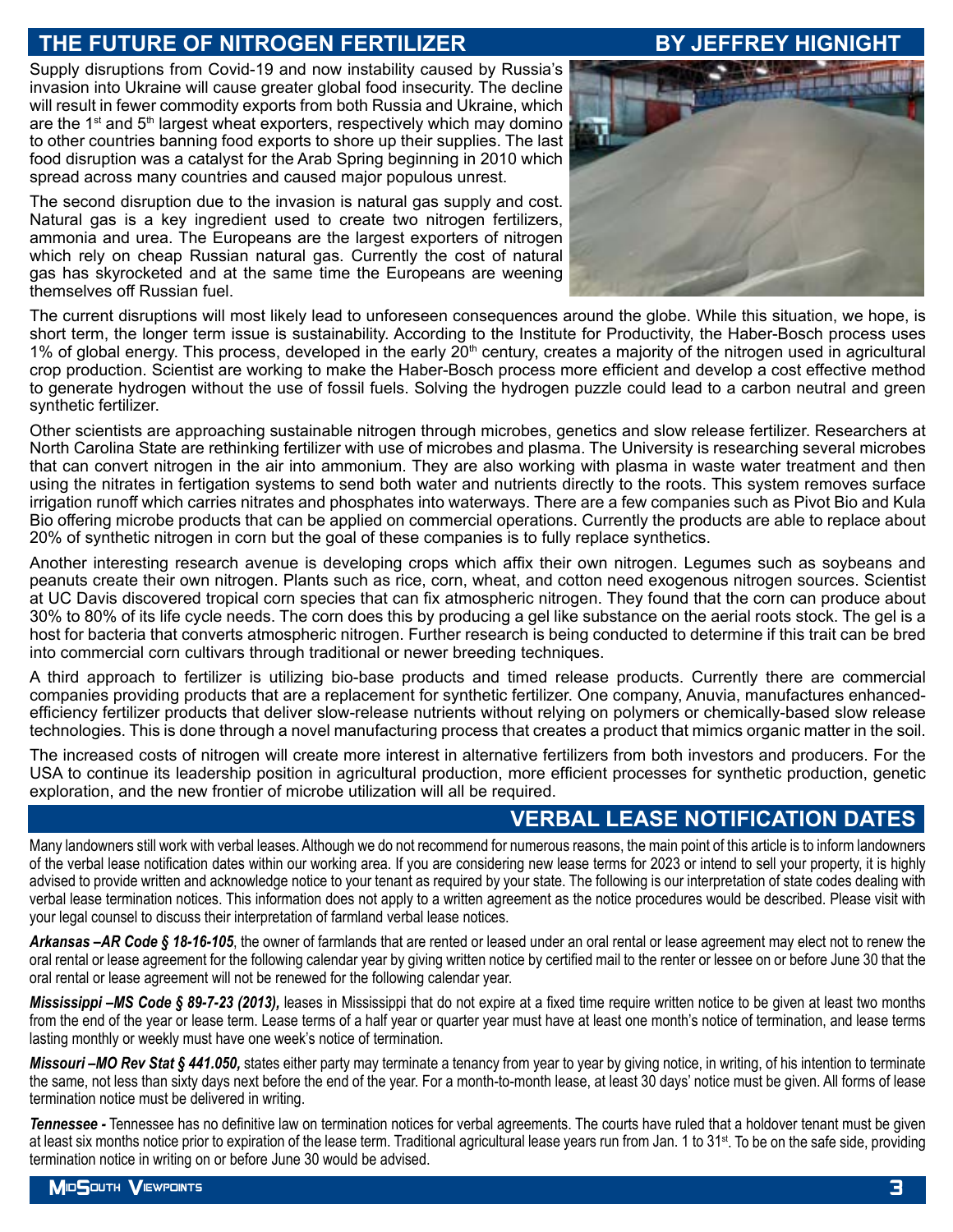## THE FUTURE OF NITROGEN FERTILIZER — BY JEFFREY HIGNIGHT

Supply disruptions from Covid-19 and now instability caused by Russia's invasion into Ukraine will cause greater global food insecurity. The decline will result in fewer commodity exports from both Russia and Ukraine, which are the 1st and 5th largest wheat exporters, respectively which may domino to other countries banning food exports to shore up their supplies. The last food disruption was a catalyst for the Arab Spring beginning in 2010 which spread across many countries and caused major populous unrest.

The second disruption due to the invasion is natural gas supply and cost. Natural gas is a key ingredient used to create two nitrogen fertilizers, ammonia and urea. The Europeans are the largest exporters of nitrogen which rely on cheap Russian natural gas. Currently the cost of natural gas has skyrocketed and at the same time the Europeans are weening themselves off Russian fuel.

The current disruptions will most likely lead to unforeseen consequences around the globe. While this situation, we hope, is short term, the longer term issue is sustainability. According to the Institute for Productivity, the Haber-Bosch process uses 1% of global energy. This process, developed in the early 20th century, creates a majority of the nitrogen used in agricultural crop production. Scientist are working to make the Haber-Bosch process more efficient and develop a cost effective method to generate hydrogen without the use of fossil fuels. Solving the hydrogen puzzle could lead to a carbon neutral and green synthetic fertilizer.

Other scientists are approaching sustainable nitrogen through microbes, genetics and slow release fertilizer. Researchers at North Carolina State are rethinking fertilizer with use of microbes and plasma. The University is researching several microbes that can convert nitrogen in the air into ammonium. They are also working with plasma in waste water treatment and then using the nitrates in fertigation systems to send both water and nutrients directly to the roots. This system removes surface irrigation runoff which carries nitrates and phosphates into waterways. There are a few companies such as Pivot Bio and Kula Bio offering microbe products that can be applied on commercial operations. Currently the products are able to replace about 20% of synthetic nitrogen in corn but the goal of these companies is to fully replace synthetics.

Another interesting research avenue is developing crops which affix their own nitrogen. Legumes such as soybeans and peanuts create their own nitrogen. Plants such as rice, corn, wheat, and cotton need exogenous nitrogen sources. Scientist at UC Davis discovered tropical corn species that can fix atmospheric nitrogen. They found that the corn can produce about 30% to 80% of its life cycle needs. The corn does this by producing a gel like substance on the aerial roots stock. The gel is a host for bacteria that converts atmospheric nitrogen. Further research is being conducted to determine if this trait can be bred into commercial corn cultivars through traditional or newer breeding techniques.

A third approach to fertilizer is utilizing bio-base products and timed release products. Currently there are commercial companies providing products that are a replacement for synthetic fertilizer. One company, Anuvia, manufactures enhanced-efficiency fertilizer products that deliver slow-release nutrients without relying on polymers or chemically-based slow release technologies. This is done through a novel manufacturing process that creates a product that mimics organic matter in the soil.

The increased costs of nitrogen will create more interest in alternative fertilizers from both investors and producers. For the USA to continue its leadership position in agricultural production, more efficient processes for synthetic production, genetic exploration, and the new frontier of microbe utilization will all be required.

## VERBAL LEASE NOTIFICATION DATES

Many landowners still work with verbal leases. Although we do not recommend for numerous reasons, the main point of this article is to inform landowners of the verbal lease notification dates within our working area. If you are considering new lease terms for 2023 or intend to sell your property, it is highly advised to provide written and acknowledge notice to your tenant as required by your state. The following is our interpretation of state codes dealing with verbal lease termination notices. This information does not apply to a written agreement as the notice procedures would be described. Please visit with your legal counsel to discuss their interpretation of farmland verbal lease notices.

***Arkansas –AR Code § 18-16-105***, the owner of farmlands that are rented or leased under an oral rental or lease agreement may elect not to renew the oral rental or lease agreement for the following calendar year by giving written notice by certified mail to the renter or lessee on or before June 30 that the oral rental or lease agreement will not be renewed for the following calendar year.

***Mississippi –MS Code § 89-7-23 (2013),*** leases in Mississippi that do not expire at a fixed time require written notice to be given at least two months from the end of the year or lease term. Lease terms of a half year or quarter year must have at least one month's notice of termination, and lease terms lasting monthly or weekly must have one week's notice of termination.

***Missouri –MO Rev Stat § 441.050,*** states either party may terminate a tenancy from year to year by giving notice, in writing, of his intention to terminate the same, not less than sixty days next before the end of the year. For a month-to-month lease, at least 30 days' notice must be given. All forms of lease termination notice must be delivered in writing.

***Tennessee -*** Tennessee has no definitive law on termination notices for verbal agreements. The courts have ruled that a holdover tenant must be given at least six months notice prior to expiration of the lease term. Traditional agricultural lease years run from Jan. 1 to 31st. To be on the safe side, providing termination notice in writing on or before June 30 would be advised.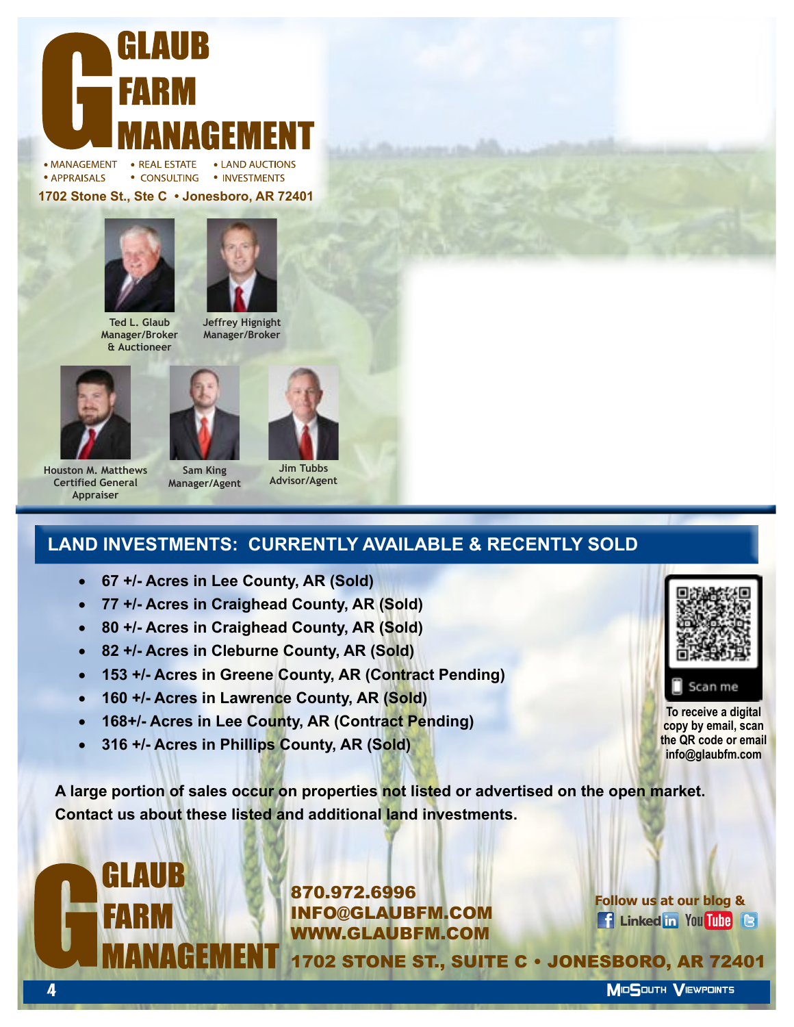# GLAUB FARM MANAGEMENT

• MANAGEMENT • REAL ESTATE • LAND AUCTIONS
• APPRAISALS • CONSULTING • INVESTMENTS

**1702 Stone St., Ste C • Jonesboro, AR 72401**

Ted L. Glaub
Manager/Broker
& Auctioneer

Jeffrey Hignight
Manager/Broker

Houston M. Matthews
Certified General
Appraiser

Sam King
Manager/Agent

Jim Tubbs
Advisor/Agent

## LAND INVESTMENTS: CURRENTLY AVAILABLE & RECENTLY SOLD

- **67 +/- Acres in Lee County, AR (Sold)**
- **77 +/- Acres in Craighead County, AR (Sold)**
- **80 +/- Acres in Craighead County, AR (Sold)**
- **82 +/- Acres in Cleburne County, AR (Sold)**
- **153 +/- Acres in Greene County, AR (Contract Pending)**
- **160 +/- Acres in Lawrence County, AR (Sold)**
- **168+/- Acres in Lee County, AR (Contract Pending)**
- **316 +/- Acres in Phillips County, AR (Sold)**

Scan me

**To receive a digital copy by email, scan the QR code or email info@glaubfm.com**

**A large portion of sales occur on properties not listed or advertised on the open market. Contact us about these listed and additional land investments.**

GLAUB FARM MANAGEMENT

870.972.6996
INFO@GLAUBFM.COM
WWW.GLAUBFM.COM
1702 STONE ST., SUITE C • JONESBORO, AR 72401

Follow us at our blog &
Facebook LinkedIn YouTube Twitter